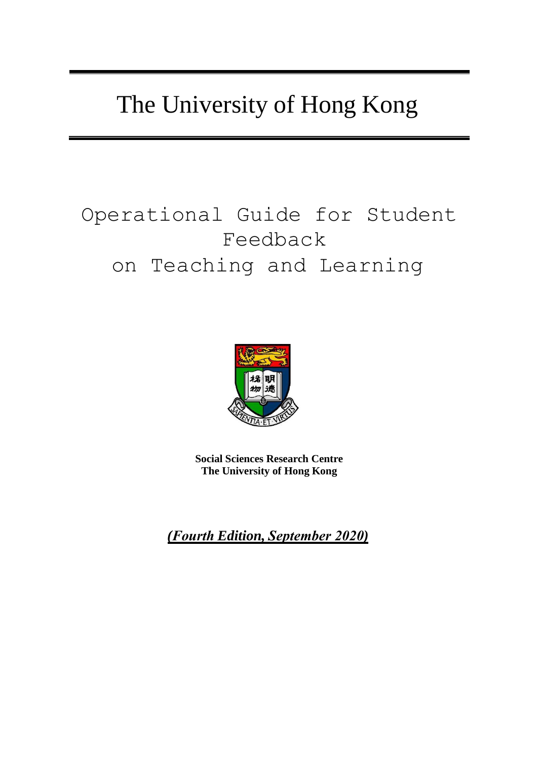# The University of Hong Kong

## Operational Guide for Student Feedback on Teaching and Learning

**Social Sciences Research Centre**
**The University of Hong Kong**

***(Fourth Edition, September 2020)***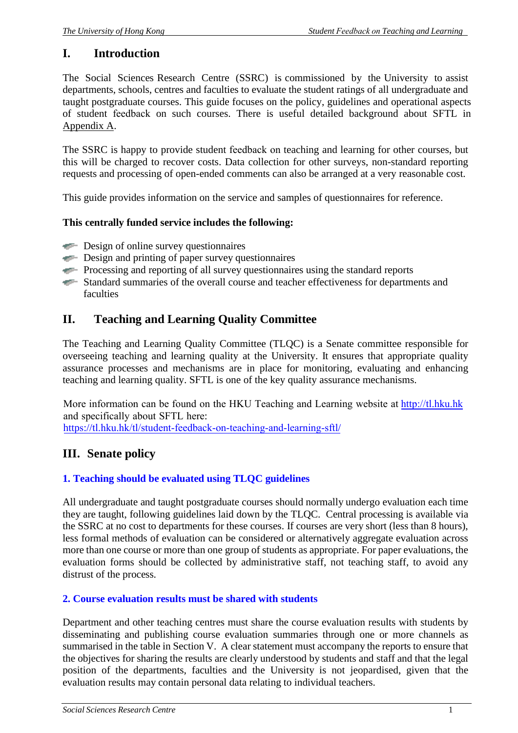## I. Introduction

The Social Sciences Research Centre (SSRC) is commissioned by the University to assist departments, schools, centres and faculties to evaluate the student ratings of all undergraduate and taught postgraduate courses. This guide focuses on the policy, guidelines and operational aspects of student feedback on such courses. There is useful detailed background about SFTL in Appendix A.

The SSRC is happy to provide student feedback on teaching and learning for other courses, but this will be charged to recover costs. Data collection for other surveys, non-standard reporting requests and processing of open-ended comments can also be arranged at a very reasonable cost.

This guide provides information on the service and samples of questionnaires for reference.

**This centrally funded service includes the following:**

- Design of online survey questionnaires
- Design and printing of paper survey questionnaires
- Processing and reporting of all survey questionnaires using the standard reports
- Standard summaries of the overall course and teacher effectiveness for departments and faculties

## II. Teaching and Learning Quality Committee

The Teaching and Learning Quality Committee (TLQC) is a Senate committee responsible for overseeing teaching and learning quality at the University. It ensures that appropriate quality assurance processes and mechanisms are in place for monitoring, evaluating and enhancing teaching and learning quality. SFTL is one of the key quality assurance mechanisms.

More information can be found on the HKU Teaching and Learning website at http://tl.hku.hk and specifically about SFTL here: https://tl.hku.hk/tl/student-feedback-on-teaching-and-learning-sftl/

## III. Senate policy

### 1. Teaching should be evaluated using TLQC guidelines

All undergraduate and taught postgraduate courses should normally undergo evaluation each time they are taught, following guidelines laid down by the TLQC. Central processing is available via the SSRC at no cost to departments for these courses. If courses are very short (less than 8 hours), less formal methods of evaluation can be considered or alternatively aggregate evaluation across more than one course or more than one group of students as appropriate. For paper evaluations, the evaluation forms should be collected by administrative staff, not teaching staff, to avoid any distrust of the process.

### 2. Course evaluation results must be shared with students

Department and other teaching centres must share the course evaluation results with students by disseminating and publishing course evaluation summaries through one or more channels as summarised in the table in Section V. A clear statement must accompany the reports to ensure that the objectives for sharing the results are clearly understood by students and staff and that the legal position of the departments, faculties and the University is not jeopardised, given that the evaluation results may contain personal data relating to individual teachers.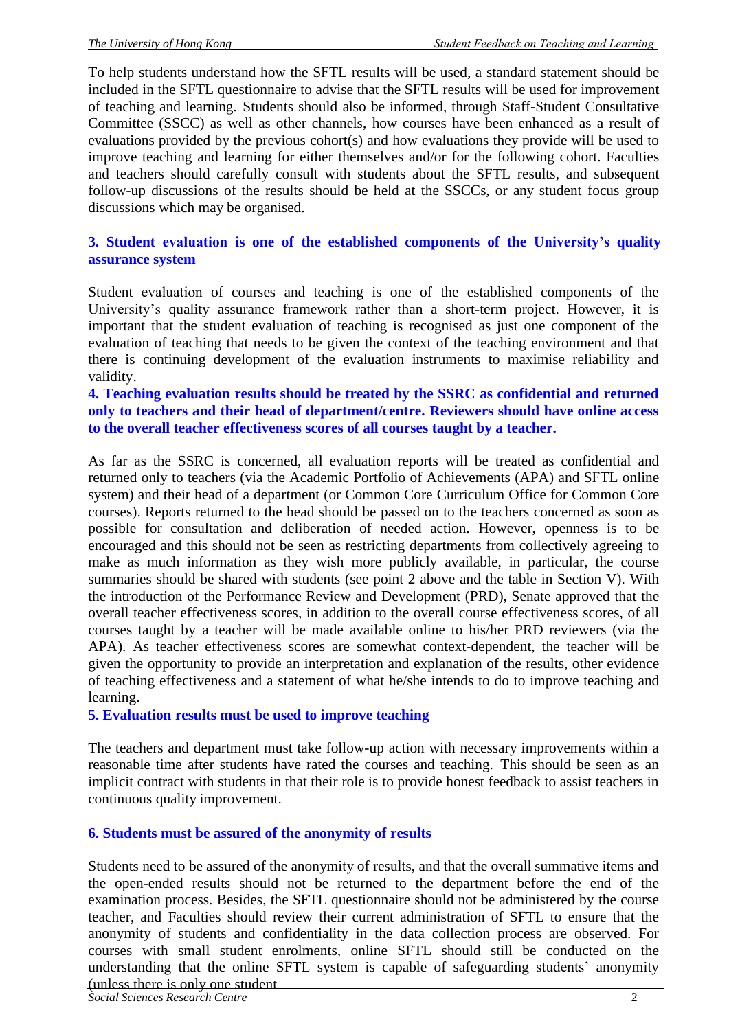To help students understand how the SFTL results will be used, a standard statement should be included in the SFTL questionnaire to advise that the SFTL results will be used for improvement of teaching and learning. Students should also be informed, through Staff-Student Consultative Committee (SSCC) as well as other channels, how courses have been enhanced as a result of evaluations provided by the previous cohort(s) and how evaluations they provide will be used to improve teaching and learning for either themselves and/or for the following cohort. Faculties and teachers should carefully consult with students about the SFTL results, and subsequent follow-up discussions of the results should be held at the SSCCs, or any student focus group discussions which may be organised.

### 3. Student evaluation is one of the established components of the University's quality assurance system

Student evaluation of courses and teaching is one of the established components of the University's quality assurance framework rather than a short-term project. However, it is important that the student evaluation of teaching is recognised as just one component of the evaluation of teaching that needs to be given the context of the teaching environment and that there is continuing development of the evaluation instruments to maximise reliability and validity.

### 4. Teaching evaluation results should be treated by the SSRC as confidential and returned only to teachers and their head of department/centre. Reviewers should have online access to the overall teacher effectiveness scores of all courses taught by a teacher.

As far as the SSRC is concerned, all evaluation reports will be treated as confidential and returned only to teachers (via the Academic Portfolio of Achievements (APA) and SFTL online system) and their head of a department (or Common Core Curriculum Office for Common Core courses). Reports returned to the head should be passed on to the teachers concerned as soon as possible for consultation and deliberation of needed action. However, openness is to be encouraged and this should not be seen as restricting departments from collectively agreeing to make as much information as they wish more publicly available, in particular, the course summaries should be shared with students (see point 2 above and the table in Section V). With the introduction of the Performance Review and Development (PRD), Senate approved that the overall teacher effectiveness scores, in addition to the overall course effectiveness scores, of all courses taught by a teacher will be made available online to his/her PRD reviewers (via the APA). As teacher effectiveness scores are somewhat context-dependent, the teacher will be given the opportunity to provide an interpretation and explanation of the results, other evidence of teaching effectiveness and a statement of what he/she intends to do to improve teaching and learning.

### 5. Evaluation results must be used to improve teaching

The teachers and department must take follow-up action with necessary improvements within a reasonable time after students have rated the courses and teaching. This should be seen as an implicit contract with students in that their role is to provide honest feedback to assist teachers in continuous quality improvement.

### 6. Students must be assured of the anonymity of results

Students need to be assured of the anonymity of results, and that the overall summative items and the open-ended results should not be returned to the department before the end of the examination process. Besides, the SFTL questionnaire should not be administered by the course teacher, and Faculties should review their current administration of SFTL to ensure that the anonymity of students and confidentiality in the data collection process are observed. For courses with small student enrolments, online SFTL should still be conducted on the understanding that the online SFTL system is capable of safeguarding students' anonymity (unless there is only one student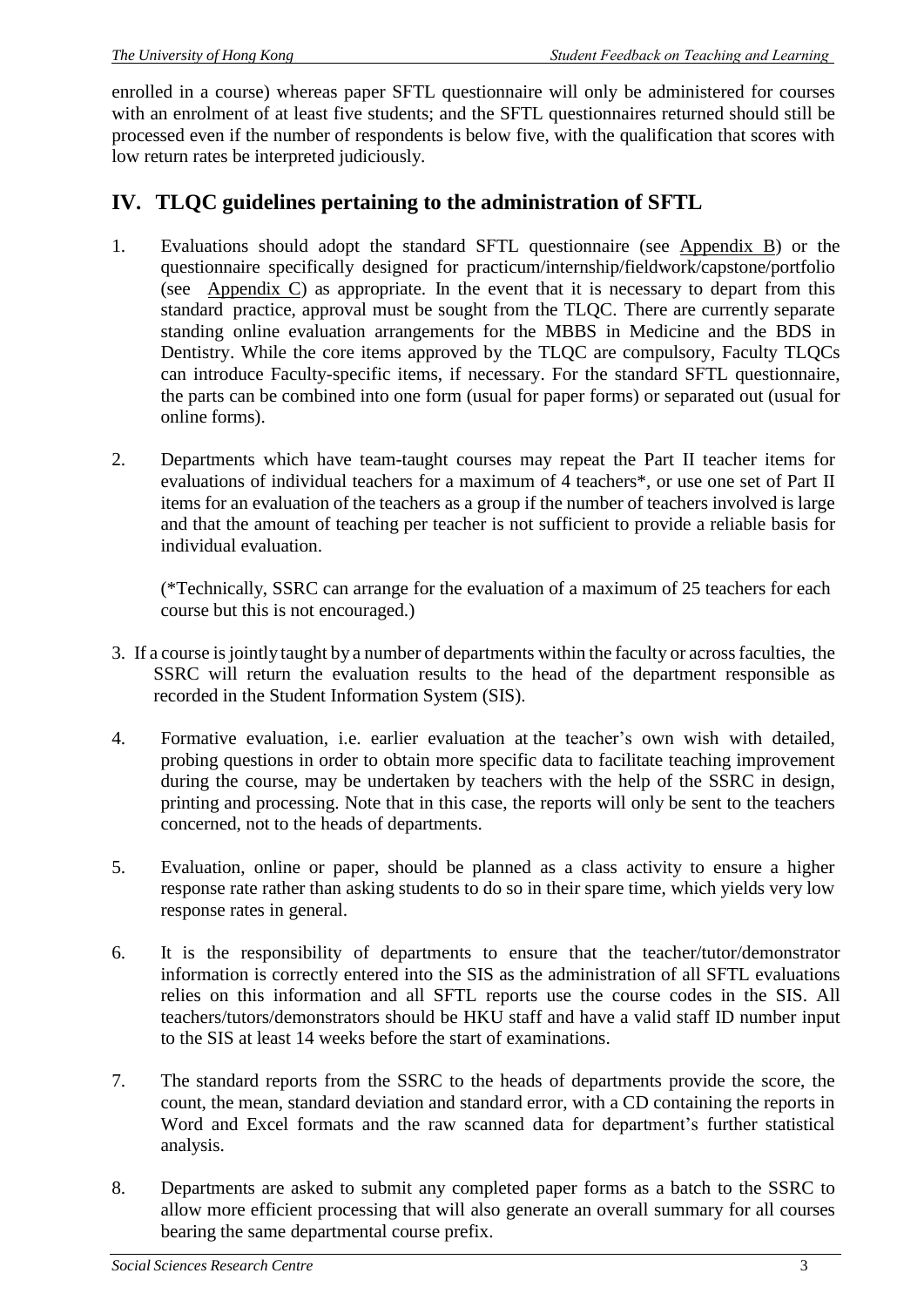enrolled in a course) whereas paper SFTL questionnaire will only be administered for courses with an enrolment of at least five students; and the SFTL questionnaires returned should still be processed even if the number of respondents is below five, with the qualification that scores with low return rates be interpreted judiciously.

## IV. TLQC guidelines pertaining to the administration of SFTL

1. Evaluations should adopt the standard SFTL questionnaire (see Appendix B) or the questionnaire specifically designed for practicum/internship/fieldwork/capstone/portfolio (see Appendix C) as appropriate. In the event that it is necessary to depart from this standard practice, approval must be sought from the TLQC. There are currently separate standing online evaluation arrangements for the MBBS in Medicine and the BDS in Dentistry. While the core items approved by the TLQC are compulsory, Faculty TLQCs can introduce Faculty-specific items, if necessary. For the standard SFTL questionnaire, the parts can be combined into one form (usual for paper forms) or separated out (usual for online forms).

2. Departments which have team-taught courses may repeat the Part II teacher items for evaluations of individual teachers for a maximum of 4 teachers*, or use one set of Part II items for an evaluation of the teachers as a group if the number of teachers involved is large and that the amount of teaching per teacher is not sufficient to provide a reliable basis for individual evaluation.

   (*Technically, SSRC can arrange for the evaluation of a maximum of 25 teachers for each course but this is not encouraged.)

3. If a course is jointly taught by a number of departments within the faculty or across faculties, the SSRC will return the evaluation results to the head of the department responsible as recorded in the Student Information System (SIS).

4. Formative evaluation, i.e. earlier evaluation at the teacher's own wish with detailed, probing questions in order to obtain more specific data to facilitate teaching improvement during the course, may be undertaken by teachers with the help of the SSRC in design, printing and processing. Note that in this case, the reports will only be sent to the teachers concerned, not to the heads of departments.

5. Evaluation, online or paper, should be planned as a class activity to ensure a higher response rate rather than asking students to do so in their spare time, which yields very low response rates in general.

6. It is the responsibility of departments to ensure that the teacher/tutor/demonstrator information is correctly entered into the SIS as the administration of all SFTL evaluations relies on this information and all SFTL reports use the course codes in the SIS. All teachers/tutors/demonstrators should be HKU staff and have a valid staff ID number input to the SIS at least 14 weeks before the start of examinations.

7. The standard reports from the SSRC to the heads of departments provide the score, the count, the mean, standard deviation and standard error, with a CD containing the reports in Word and Excel formats and the raw scanned data for department's further statistical analysis.

8. Departments are asked to submit any completed paper forms as a batch to the SSRC to allow more efficient processing that will also generate an overall summary for all courses bearing the same departmental course prefix.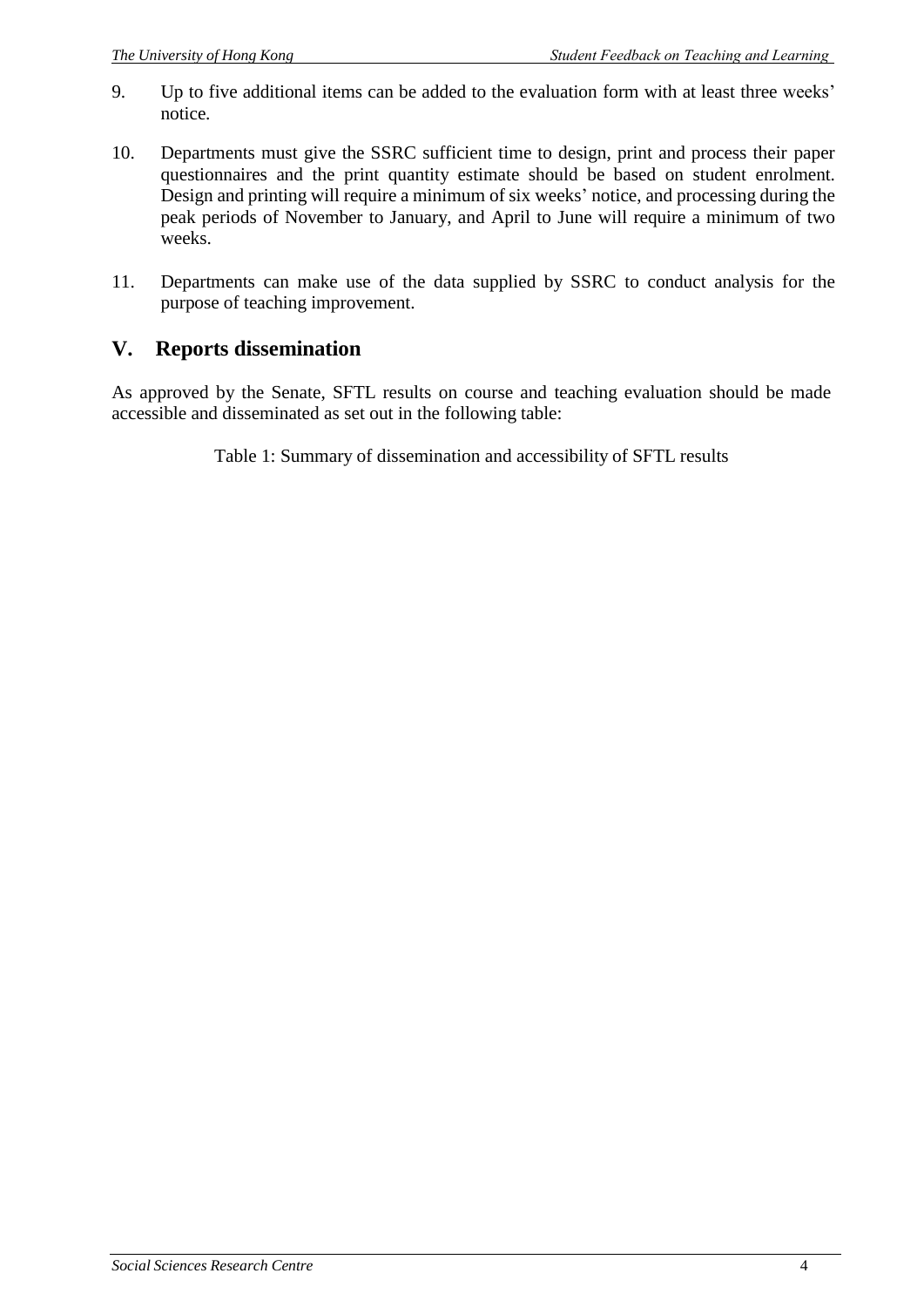9. Up to five additional items can be added to the evaluation form with at least three weeks' notice.

10. Departments must give the SSRC sufficient time to design, print and process their paper questionnaires and the print quantity estimate should be based on student enrolment. Design and printing will require a minimum of six weeks' notice, and processing during the peak periods of November to January, and April to June will require a minimum of two weeks.

11. Departments can make use of the data supplied by SSRC to conduct analysis for the purpose of teaching improvement.

## V. Reports dissemination

As approved by the Senate, SFTL results on course and teaching evaluation should be made accessible and disseminated as set out in the following table:

Table 1: Summary of dissemination and accessibility of SFTL results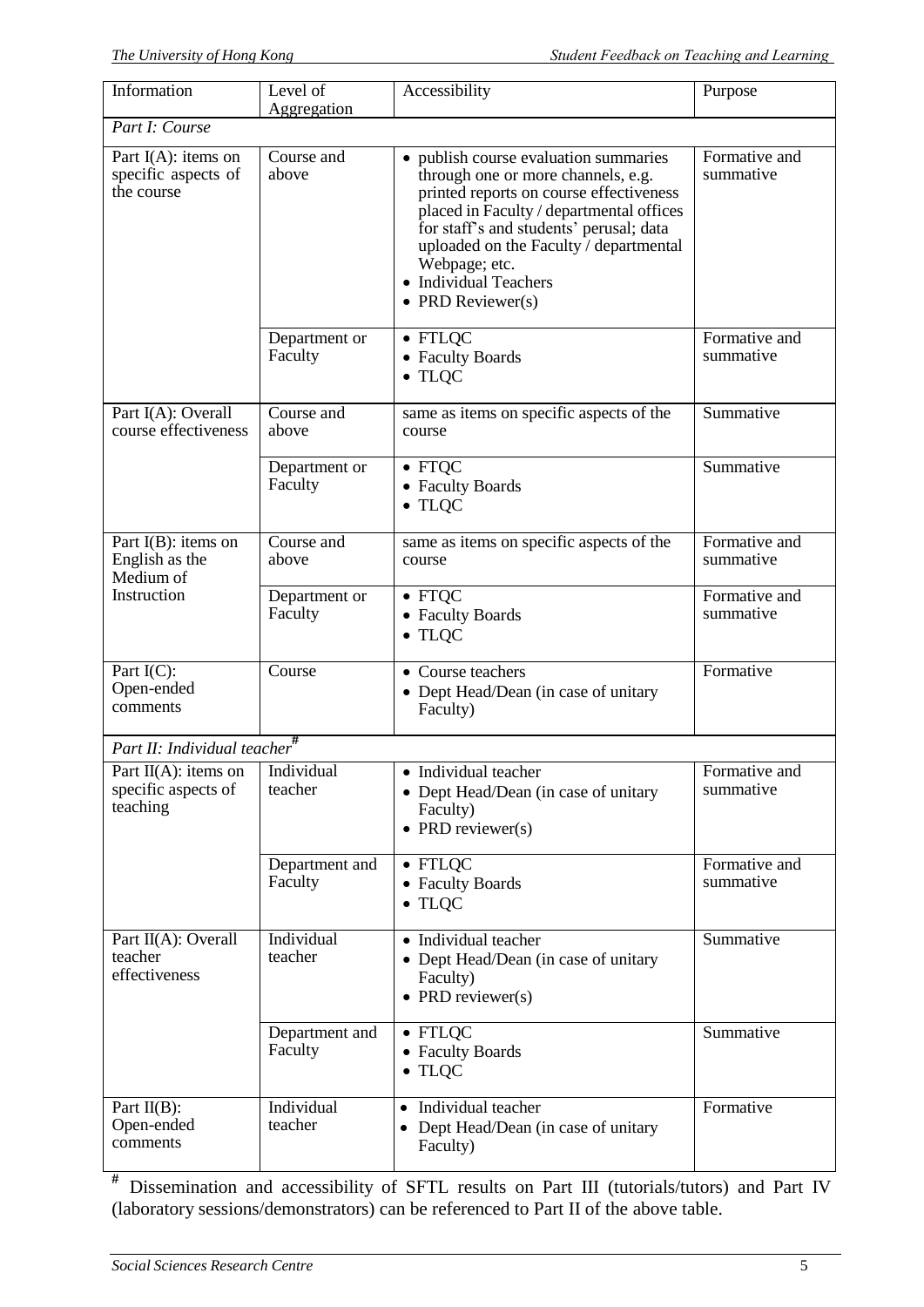| Information | Level of Aggregation | Accessibility | Purpose |
|---|---|---|---|
| *Part I: Course* | | | |
| Part I(A): items on specific aspects of the course | Course and above | • publish course evaluation summaries through one or more channels, e.g. printed reports on course effectiveness placed in Faculty / departmental offices for staff's and students' perusal; data uploaded on the Faculty / departmental Webpage; etc. • Individual Teachers • PRD Reviewer(s) | Formative and summative |
| | Department or Faculty | • FTLQC • Faculty Boards • TLQC | Formative and summative |
| Part I(A): Overall course effectiveness | Course and above | same as items on specific aspects of the course | Summative |
| | Department or Faculty | • FTQC • Faculty Boards • TLQC | Summative |
| Part I(B): items on English as the Medium of Instruction | Course and above | same as items on specific aspects of the course | Formative and summative |
| | Department or Faculty | • FTQC • Faculty Boards • TLQC | Formative and summative |
| Part I(C): Open-ended comments | Course | • Course teachers • Dept Head/Dean (in case of unitary Faculty) | Formative |
| *Part II: Individual teacher*[#] | | | |
| Part II(A): items on specific aspects of teaching | Individual teacher | • Individual teacher • Dept Head/Dean (in case of unitary Faculty) • PRD reviewer(s) | Formative and summative |
| | Department and Faculty | • FTLQC • Faculty Boards • TLQC | Formative and summative |
| Part II(A): Overall teacher effectiveness | Individual teacher | • Individual teacher • Dept Head/Dean (in case of unitary Faculty) • PRD reviewer(s) | Summative |
| | Department and Faculty | • FTLQC • Faculty Boards • TLQC | Summative |
| Part II(B): Open-ended comments | Individual teacher | • Individual teacher • Dept Head/Dean (in case of unitary Faculty) | Formative |

[#] Dissemination and accessibility of SFTL results on Part III (tutorials/tutors) and Part IV (laboratory sessions/demonstrators) can be referenced to Part II of the above table.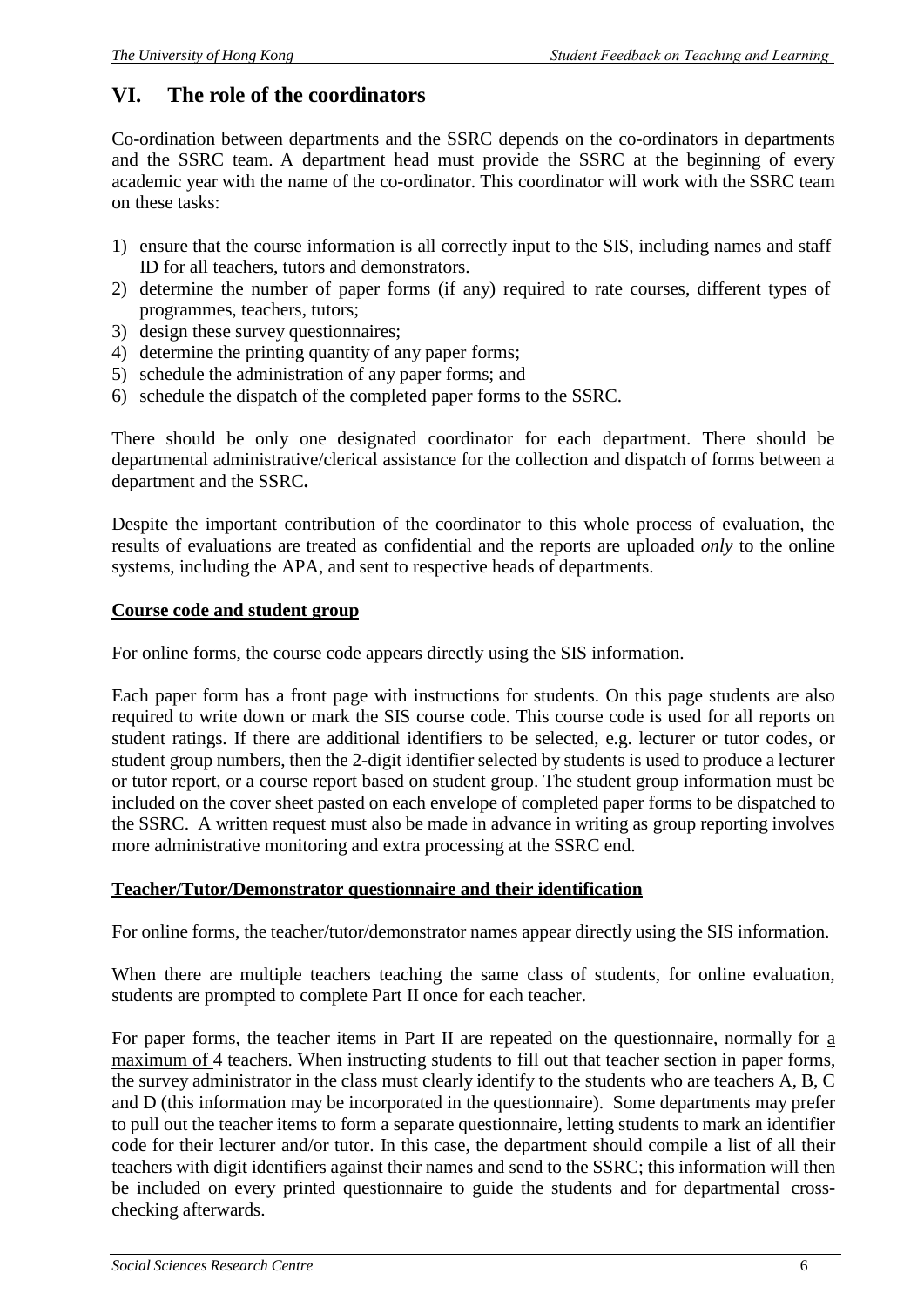## VI. The role of the coordinators

Co-ordination between departments and the SSRC depends on the co-ordinators in departments and the SSRC team. A department head must provide the SSRC at the beginning of every academic year with the name of the co-ordinator. This coordinator will work with the SSRC team on these tasks:

1) ensure that the course information is all correctly input to the SIS, including names and staff ID for all teachers, tutors and demonstrators.
2) determine the number of paper forms (if any) required to rate courses, different types of programmes, teachers, tutors;
3) design these survey questionnaires;
4) determine the printing quantity of any paper forms;
5) schedule the administration of any paper forms; and
6) schedule the dispatch of the completed paper forms to the SSRC.

There should be only one designated coordinator for each department. There should be departmental administrative/clerical assistance for the collection and dispatch of forms between a department and the SSRC**.**

Despite the important contribution of the coordinator to this whole process of evaluation, the results of evaluations are treated as confidential and the reports are uploaded *only* to the online systems, including the APA, and sent to respective heads of departments.

**Course code and student group**

For online forms, the course code appears directly using the SIS information.

Each paper form has a front page with instructions for students. On this page students are also required to write down or mark the SIS course code. This course code is used for all reports on student ratings. If there are additional identifiers to be selected, e.g. lecturer or tutor codes, or student group numbers, then the 2-digit identifier selected by students is used to produce a lecturer or tutor report, or a course report based on student group. The student group information must be included on the cover sheet pasted on each envelope of completed paper forms to be dispatched to the SSRC. A written request must also be made in advance in writing as group reporting involves more administrative monitoring and extra processing at the SSRC end.

**Teacher/Tutor/Demonstrator questionnaire and their identification**

For online forms, the teacher/tutor/demonstrator names appear directly using the SIS information.

When there are multiple teachers teaching the same class of students, for online evaluation, students are prompted to complete Part II once for each teacher.

For paper forms, the teacher items in Part II are repeated on the questionnaire, normally for a maximum of 4 teachers. When instructing students to fill out that teacher section in paper forms, the survey administrator in the class must clearly identify to the students who are teachers A, B, C and D (this information may be incorporated in the questionnaire). Some departments may prefer to pull out the teacher items to form a separate questionnaire, letting students to mark an identifier code for their lecturer and/or tutor. In this case, the department should compile a list of all their teachers with digit identifiers against their names and send to the SSRC; this information will then be included on every printed questionnaire to guide the students and for departmental cross-checking afterwards.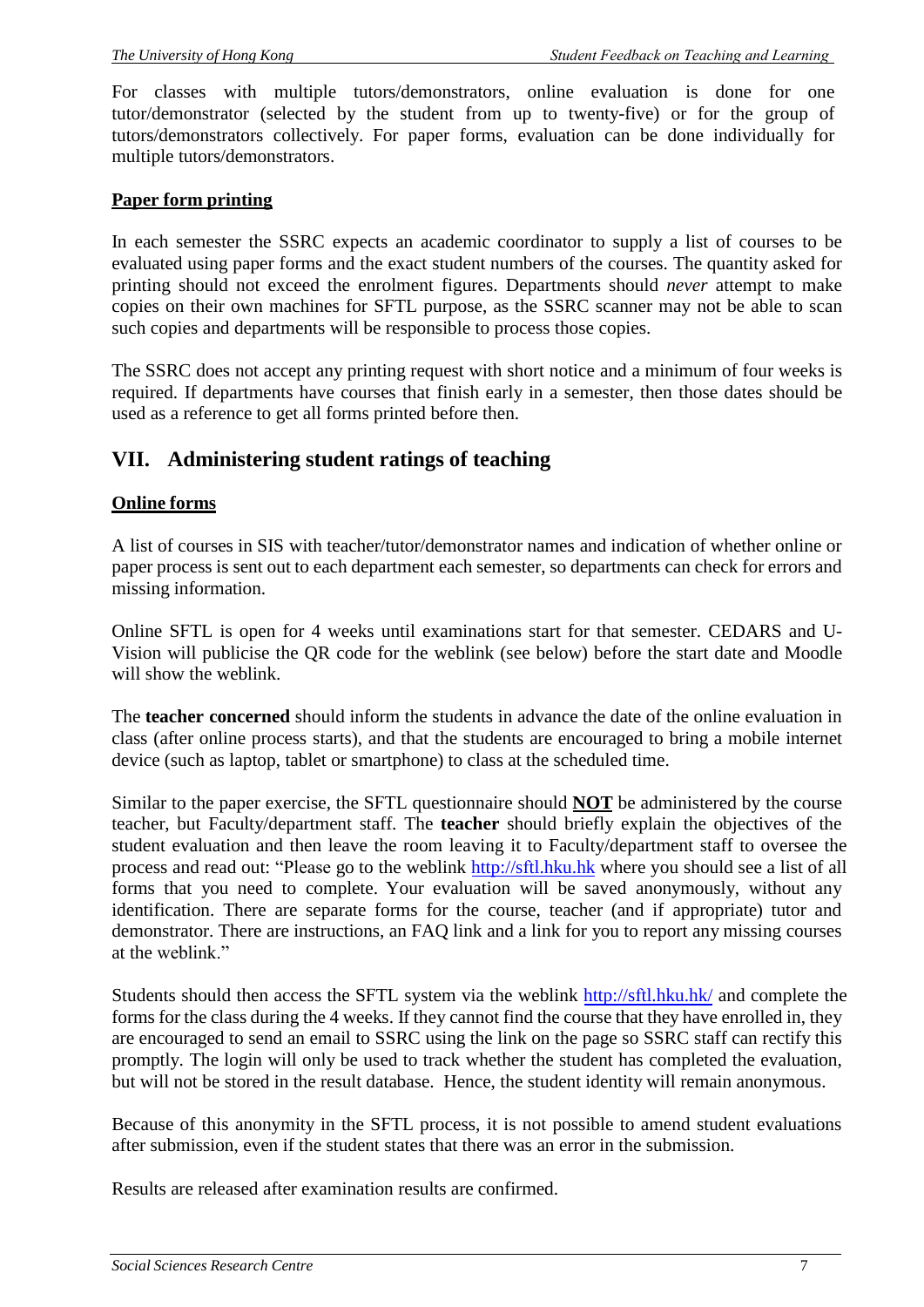For classes with multiple tutors/demonstrators, online evaluation is done for one tutor/demonstrator (selected by the student from up to twenty-five) or for the group of tutors/demonstrators collectively. For paper forms, evaluation can be done individually for multiple tutors/demonstrators.

**Paper form printing**

In each semester the SSRC expects an academic coordinator to supply a list of courses to be evaluated using paper forms and the exact student numbers of the courses. The quantity asked for printing should not exceed the enrolment figures. Departments should *never* attempt to make copies on their own machines for SFTL purpose, as the SSRC scanner may not be able to scan such copies and departments will be responsible to process those copies.

The SSRC does not accept any printing request with short notice and a minimum of four weeks is required. If departments have courses that finish early in a semester, then those dates should be used as a reference to get all forms printed before then.

## VII. Administering student ratings of teaching

**Online forms**

A list of courses in SIS with teacher/tutor/demonstrator names and indication of whether online or paper process is sent out to each department each semester, so departments can check for errors and missing information.

Online SFTL is open for 4 weeks until examinations start for that semester. CEDARS and U-Vision will publicise the QR code for the weblink (see below) before the start date and Moodle will show the weblink.

The **teacher concerned** should inform the students in advance the date of the online evaluation in class (after online process starts), and that the students are encouraged to bring a mobile internet device (such as laptop, tablet or smartphone) to class at the scheduled time.

Similar to the paper exercise, the SFTL questionnaire should **NOT** be administered by the course teacher, but Faculty/department staff. The **teacher** should briefly explain the objectives of the student evaluation and then leave the room leaving it to Faculty/department staff to oversee the process and read out: "Please go to the weblink http://sftl.hku.hk where you should see a list of all forms that you need to complete. Your evaluation will be saved anonymously, without any identification. There are separate forms for the course, teacher (and if appropriate) tutor and demonstrator. There are instructions, an FAQ link and a link for you to report any missing courses at the weblink."

Students should then access the SFTL system via the weblink http://sftl.hku.hk/ and complete the forms for the class during the 4 weeks. If they cannot find the course that they have enrolled in, they are encouraged to send an email to SSRC using the link on the page so SSRC staff can rectify this promptly. The login will only be used to track whether the student has completed the evaluation, but will not be stored in the result database. Hence, the student identity will remain anonymous.

Because of this anonymity in the SFTL process, it is not possible to amend student evaluations after submission, even if the student states that there was an error in the submission.

Results are released after examination results are confirmed.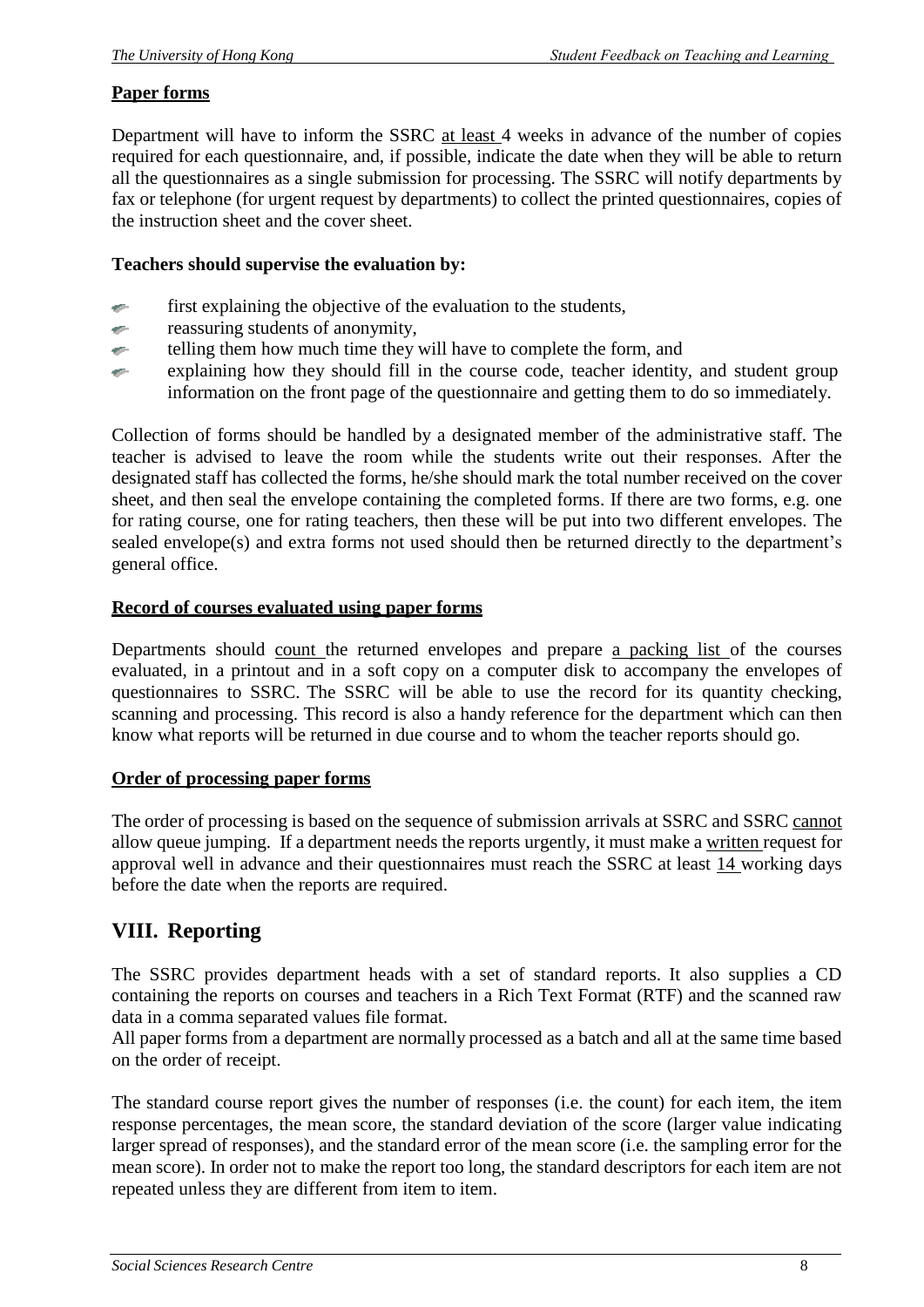**Paper forms**

Department will have to inform the SSRC at least 4 weeks in advance of the number of copies required for each questionnaire, and, if possible, indicate the date when they will be able to return all the questionnaires as a single submission for processing. The SSRC will notify departments by fax or telephone (for urgent request by departments) to collect the printed questionnaires, copies of the instruction sheet and the cover sheet.

**Teachers should supervise the evaluation by:**

- first explaining the objective of the evaluation to the students,
- reassuring students of anonymity,
- telling them how much time they will have to complete the form, and
- explaining how they should fill in the course code, teacher identity, and student group information on the front page of the questionnaire and getting them to do so immediately.

Collection of forms should be handled by a designated member of the administrative staff. The teacher is advised to leave the room while the students write out their responses. After the designated staff has collected the forms, he/she should mark the total number received on the cover sheet, and then seal the envelope containing the completed forms. If there are two forms, e.g. one for rating course, one for rating teachers, then these will be put into two different envelopes. The sealed envelope(s) and extra forms not used should then be returned directly to the department's general office.

**Record of courses evaluated using paper forms**

Departments should count the returned envelopes and prepare a packing list of the courses evaluated, in a printout and in a soft copy on a computer disk to accompany the envelopes of questionnaires to SSRC. The SSRC will be able to use the record for its quantity checking, scanning and processing. This record is also a handy reference for the department which can then know what reports will be returned in due course and to whom the teacher reports should go.

**Order of processing paper forms**

The order of processing is based on the sequence of submission arrivals at SSRC and SSRC cannot allow queue jumping. If a department needs the reports urgently, it must make a written request for approval well in advance and their questionnaires must reach the SSRC at least 14 working days before the date when the reports are required.

## VIII. Reporting

The SSRC provides department heads with a set of standard reports. It also supplies a CD containing the reports on courses and teachers in a Rich Text Format (RTF) and the scanned raw data in a comma separated values file format.
All paper forms from a department are normally processed as a batch and all at the same time based on the order of receipt.

The standard course report gives the number of responses (i.e. the count) for each item, the item response percentages, the mean score, the standard deviation of the score (larger value indicating larger spread of responses), and the standard error of the mean score (i.e. the sampling error for the mean score). In order not to make the report too long, the standard descriptors for each item are not repeated unless they are different from item to item.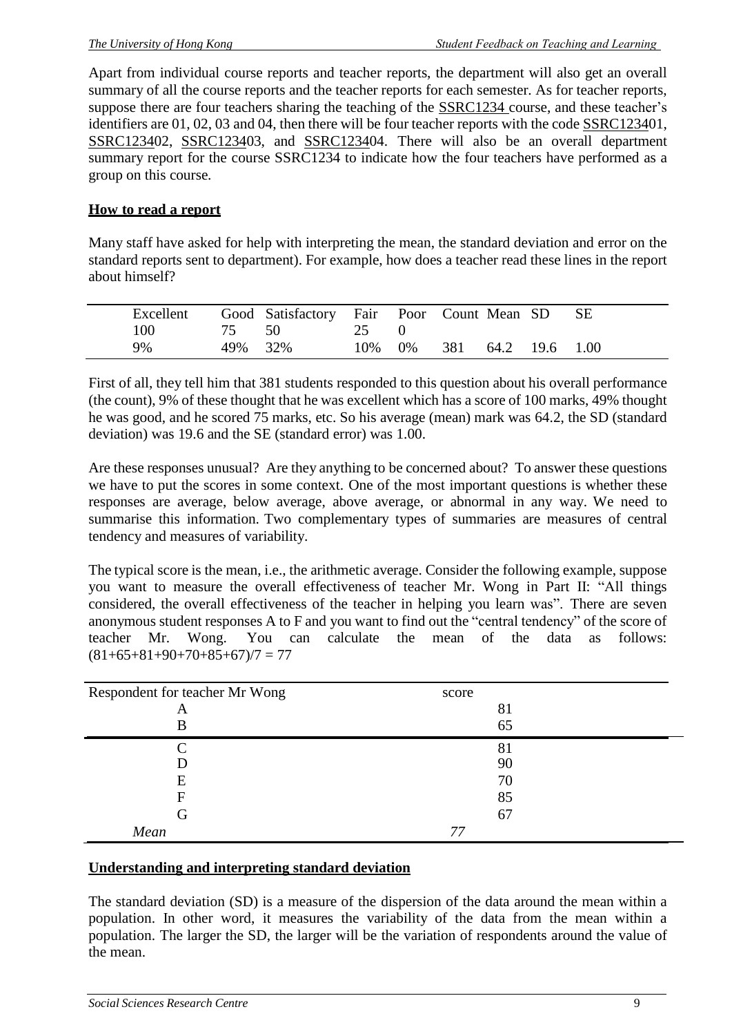Apart from individual course reports and teacher reports, the department will also get an overall summary of all the course reports and the teacher reports for each semester. As for teacher reports, suppose there are four teachers sharing the teaching of the SSRC1234 course, and these teacher's identifiers are 01, 02, 03 and 04, then there will be four teacher reports with the code SSRC123401, SSRC123402, SSRC123403, and SSRC123404. There will also be an overall department summary report for the course SSRC1234 to indicate how the four teachers have performed as a group on this course.

## How to read a report

Many staff have asked for help with interpreting the mean, the standard deviation and error on the standard reports sent to department). For example, how does a teacher read these lines in the report about himself?

| Excellent | Good | Satisfactory | Fair | Poor | Count | Mean | SD | SE |
|---|---|---|---|---|---|---|---|---|
| 100 | 75 | 50 | 25 | 0 | | | | |
| 9% | 49% | 32% | 10% | 0% | 381 | 64.2 | 19.6 | 1.00 |

First of all, they tell him that 381 students responded to this question about his overall performance (the count), 9% of these thought that he was excellent which has a score of 100 marks, 49% thought he was good, and he scored 75 marks, etc. So his average (mean) mark was 64.2, the SD (standard deviation) was 19.6 and the SE (standard error) was 1.00.

Are these responses unusual? Are they anything to be concerned about? To answer these questions we have to put the scores in some context. One of the most important questions is whether these responses are average, below average, above average, or abnormal in any way. We need to summarise this information. Two complementary types of summaries are measures of central tendency and measures of variability.

The typical score is the mean, i.e., the arithmetic average. Consider the following example, suppose you want to measure the overall effectiveness of teacher Mr. Wong in Part II: "All things considered, the overall effectiveness of the teacher in helping you learn was". There are seven anonymous student responses A to F and you want to find out the "central tendency" of the score of teacher Mr. Wong. You can calculate the mean of the data as follows: $(81+65+81+90+70+85+67)/7 = 77$

| Respondent for teacher Mr Wong | score |
|---|---|
| A | 81 |
| B | 65 |
| C | 81 |
| D | 90 |
| E | 70 |
| F | 85 |
| G | 67 |
| *Mean* | *77* |

## Understanding and interpreting standard deviation

The standard deviation (SD) is a measure of the dispersion of the data around the mean within a population. In other word, it measures the variability of the data from the mean within a population. The larger the SD, the larger will be the variation of respondents around the value of the mean.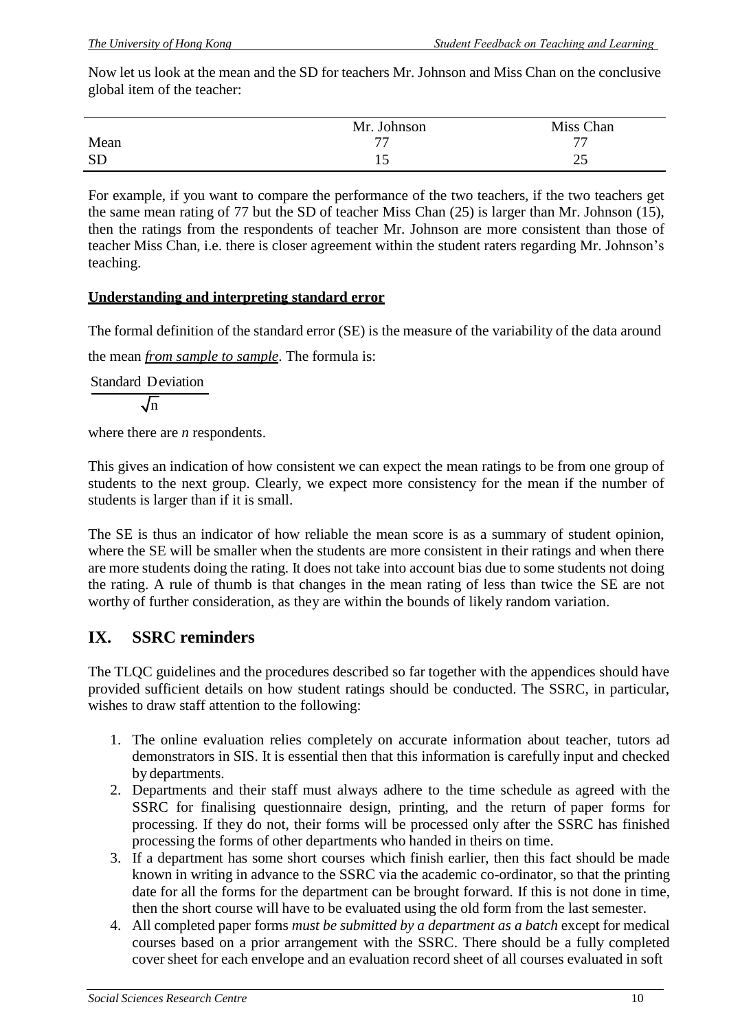Now let us look at the mean and the SD for teachers Mr. Johnson and Miss Chan on the conclusive global item of the teacher:

| | Mr. Johnson | Miss Chan |
|---|---|---|
| Mean | 77 | 77 |
| SD | 15 | 25 |

For example, if you want to compare the performance of the two teachers, if the two teachers get the same mean rating of 77 but the SD of teacher Miss Chan (25) is larger than Mr. Johnson (15), then the ratings from the respondents of teacher Mr. Johnson are more consistent than those of teacher Miss Chan, i.e. there is closer agreement within the student raters regarding Mr. Johnson's teaching.

**Understanding and interpreting standard error**

The formal definition of the standard error (SE) is the measure of the variability of the data around the mean *from sample to sample*. The formula is:

$$\frac{\text{Standard Deviation}}{\sqrt{n}}$$

where there are *n* respondents.

This gives an indication of how consistent we can expect the mean ratings to be from one group of students to the next group. Clearly, we expect more consistency for the mean if the number of students is larger than if it is small.

The SE is thus an indicator of how reliable the mean score is as a summary of student opinion, where the SE will be smaller when the students are more consistent in their ratings and when there are more students doing the rating. It does not take into account bias due to some students not doing the rating. A rule of thumb is that changes in the mean rating of less than twice the SE are not worthy of further consideration, as they are within the bounds of likely random variation.

## IX. SSRC reminders

The TLQC guidelines and the procedures described so far together with the appendices should have provided sufficient details on how student ratings should be conducted. The SSRC, in particular, wishes to draw staff attention to the following:

1. The online evaluation relies completely on accurate information about teacher, tutors ad demonstrators in SIS. It is essential then that this information is carefully input and checked by departments.
2. Departments and their staff must always adhere to the time schedule as agreed with the SSRC for finalising questionnaire design, printing, and the return of paper forms for processing. If they do not, their forms will be processed only after the SSRC has finished processing the forms of other departments who handed in theirs on time.
3. If a department has some short courses which finish earlier, then this fact should be made known in writing in advance to the SSRC via the academic co-ordinator, so that the printing date for all the forms for the department can be brought forward. If this is not done in time, then the short course will have to be evaluated using the old form from the last semester.
4. All completed paper forms *must be submitted by a department as a batch* except for medical courses based on a prior arrangement with the SSRC. There should be a fully completed cover sheet for each envelope and an evaluation record sheet of all courses evaluated in soft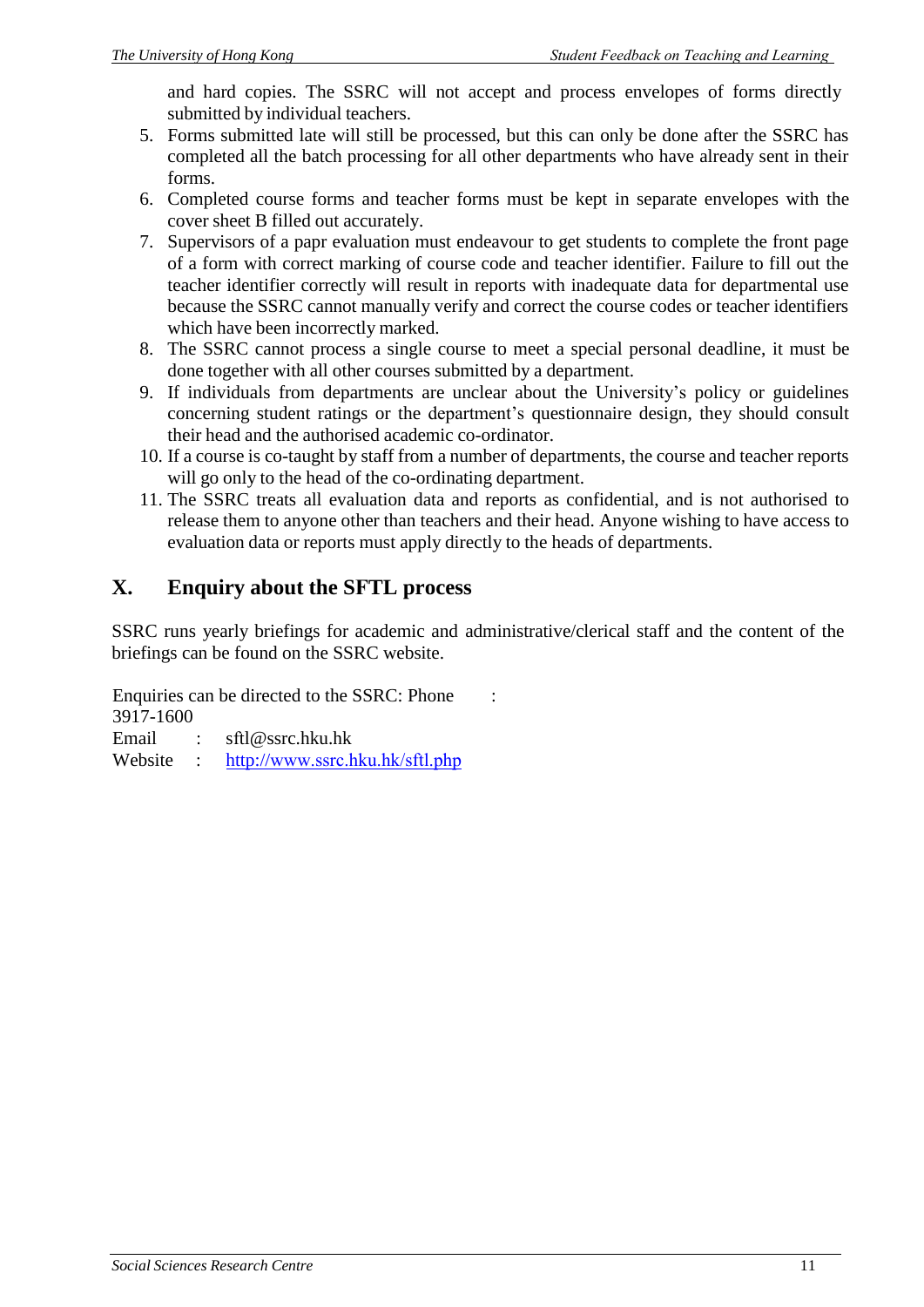and hard copies. The SSRC will not accept and process envelopes of forms directly submitted by individual teachers.

5. Forms submitted late will still be processed, but this can only be done after the SSRC has completed all the batch processing for all other departments who have already sent in their forms.
6. Completed course forms and teacher forms must be kept in separate envelopes with the cover sheet B filled out accurately.
7. Supervisors of a papr evaluation must endeavour to get students to complete the front page of a form with correct marking of course code and teacher identifier. Failure to fill out the teacher identifier correctly will result in reports with inadequate data for departmental use because the SSRC cannot manually verify and correct the course codes or teacher identifiers which have been incorrectly marked.
8. The SSRC cannot process a single course to meet a special personal deadline, it must be done together with all other courses submitted by a department.
9. If individuals from departments are unclear about the University's policy or guidelines concerning student ratings or the department's questionnaire design, they should consult their head and the authorised academic co-ordinator.
10. If a course is co-taught by staff from a number of departments, the course and teacher reports will go only to the head of the co-ordinating department.
11. The SSRC treats all evaluation data and reports as confidential, and is not authorised to release them to anyone other than teachers and their head. Anyone wishing to have access to evaluation data or reports must apply directly to the heads of departments.

## X. Enquiry about the SFTL process

SSRC runs yearly briefings for academic and administrative/clerical staff and the content of the briefings can be found on the SSRC website.

Enquiries can be directed to the SSRC: Phone : 3917-1600
Email : sftl@ssrc.hku.hk
Website : http://www.ssrc.hku.hk/sftl.php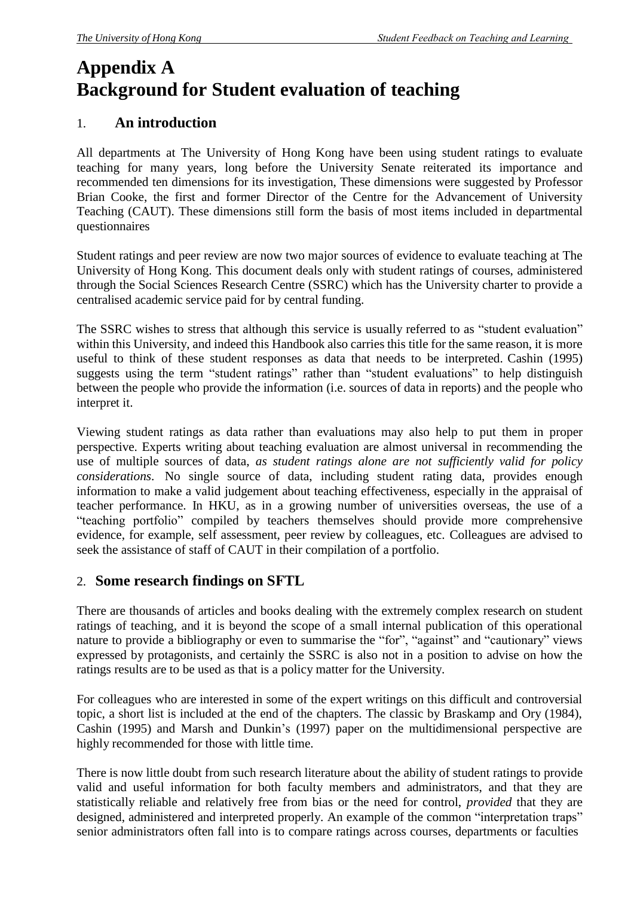# Appendix A
# Background for Student evaluation of teaching

## 1. An introduction

All departments at The University of Hong Kong have been using student ratings to evaluate teaching for many years, long before the University Senate reiterated its importance and recommended ten dimensions for its investigation, These dimensions were suggested by Professor Brian Cooke, the first and former Director of the Centre for the Advancement of University Teaching (CAUT). These dimensions still form the basis of most items included in departmental questionnaires

Student ratings and peer review are now two major sources of evidence to evaluate teaching at The University of Hong Kong. This document deals only with student ratings of courses, administered through the Social Sciences Research Centre (SSRC) which has the University charter to provide a centralised academic service paid for by central funding.

The SSRC wishes to stress that although this service is usually referred to as "student evaluation" within this University, and indeed this Handbook also carries this title for the same reason, it is more useful to think of these student responses as data that needs to be interpreted. Cashin (1995) suggests using the term "student ratings" rather than "student evaluations" to help distinguish between the people who provide the information (i.e. sources of data in reports) and the people who interpret it.

Viewing student ratings as data rather than evaluations may also help to put them in proper perspective. Experts writing about teaching evaluation are almost universal in recommending the use of multiple sources of data, *as student ratings alone are not sufficiently valid for policy considerations*. No single source of data, including student rating data, provides enough information to make a valid judgement about teaching effectiveness, especially in the appraisal of teacher performance. In HKU, as in a growing number of universities overseas, the use of a "teaching portfolio" compiled by teachers themselves should provide more comprehensive evidence, for example, self assessment, peer review by colleagues, etc. Colleagues are advised to seek the assistance of staff of CAUT in their compilation of a portfolio.

## 2. Some research findings on SFTL

There are thousands of articles and books dealing with the extremely complex research on student ratings of teaching, and it is beyond the scope of a small internal publication of this operational nature to provide a bibliography or even to summarise the "for", "against" and "cautionary" views expressed by protagonists, and certainly the SSRC is also not in a position to advise on how the ratings results are to be used as that is a policy matter for the University.

For colleagues who are interested in some of the expert writings on this difficult and controversial topic, a short list is included at the end of the chapters. The classic by Braskamp and Ory (1984), Cashin (1995) and Marsh and Dunkin's (1997) paper on the multidimensional perspective are highly recommended for those with little time.

There is now little doubt from such research literature about the ability of student ratings to provide valid and useful information for both faculty members and administrators, and that they are statistically reliable and relatively free from bias or the need for control, *provided* that they are designed, administered and interpreted properly. An example of the common "interpretation traps" senior administrators often fall into is to compare ratings across courses, departments or faculties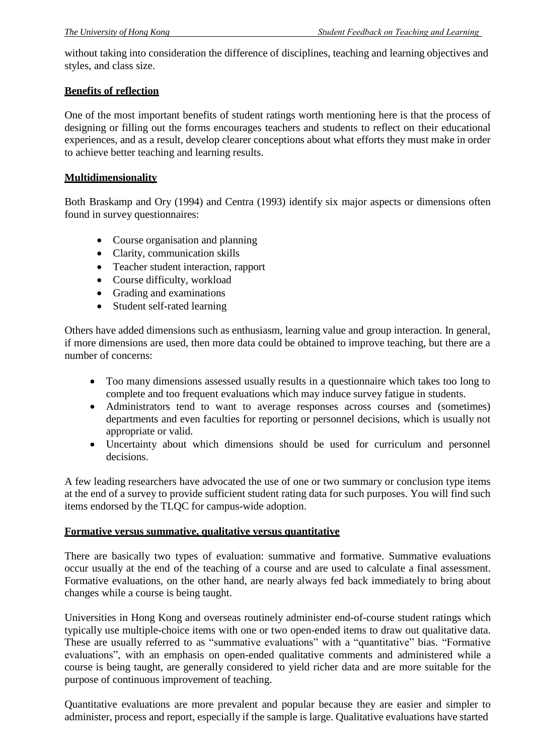without taking into consideration the difference of disciplines, teaching and learning objectives and styles, and class size.

**Benefits of reflection**

One of the most important benefits of student ratings worth mentioning here is that the process of designing or filling out the forms encourages teachers and students to reflect on their educational experiences, and as a result, develop clearer conceptions about what efforts they must make in order to achieve better teaching and learning results.

**Multidimensionality**

Both Braskamp and Ory (1994) and Centra (1993) identify six major aspects or dimensions often found in survey questionnaires:

- Course organisation and planning
- Clarity, communication skills
- Teacher student interaction, rapport
- Course difficulty, workload
- Grading and examinations
- Student self-rated learning

Others have added dimensions such as enthusiasm, learning value and group interaction. In general, if more dimensions are used, then more data could be obtained to improve teaching, but there are a number of concerns:

- Too many dimensions assessed usually results in a questionnaire which takes too long to complete and too frequent evaluations which may induce survey fatigue in students.
- Administrators tend to want to average responses across courses and (sometimes) departments and even faculties for reporting or personnel decisions, which is usually not appropriate or valid.
- Uncertainty about which dimensions should be used for curriculum and personnel decisions.

A few leading researchers have advocated the use of one or two summary or conclusion type items at the end of a survey to provide sufficient student rating data for such purposes. You will find such items endorsed by the TLQC for campus-wide adoption.

**Formative versus summative, qualitative versus quantitative**

There are basically two types of evaluation: summative and formative. Summative evaluations occur usually at the end of the teaching of a course and are used to calculate a final assessment. Formative evaluations, on the other hand, are nearly always fed back immediately to bring about changes while a course is being taught.

Universities in Hong Kong and overseas routinely administer end-of-course student ratings which typically use multiple-choice items with one or two open-ended items to draw out qualitative data. These are usually referred to as "summative evaluations" with a "quantitative" bias. "Formative evaluations", with an emphasis on open-ended qualitative comments and administered while a course is being taught, are generally considered to yield richer data and are more suitable for the purpose of continuous improvement of teaching.

Quantitative evaluations are more prevalent and popular because they are easier and simpler to administer, process and report, especially if the sample is large. Qualitative evaluations have started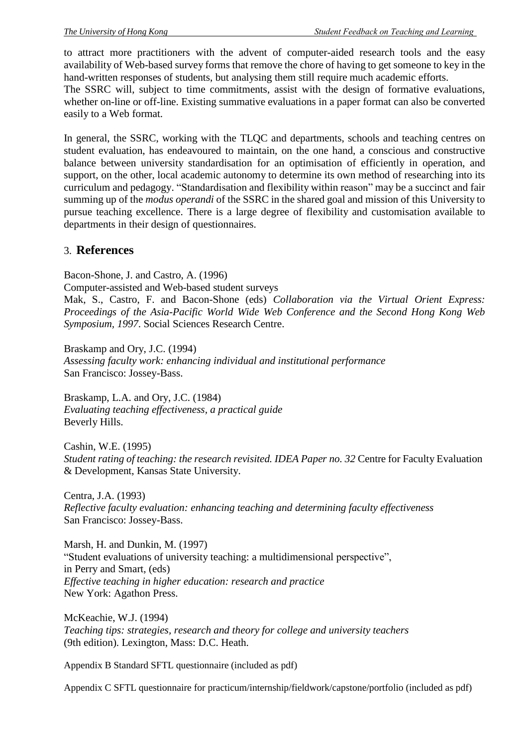to attract more practitioners with the advent of computer-aided research tools and the easy availability of Web-based survey forms that remove the chore of having to get someone to key in the hand-written responses of students, but analysing them still require much academic efforts.
The SSRC will, subject to time commitments, assist with the design of formative evaluations, whether on-line or off-line. Existing summative evaluations in a paper format can also be converted easily to a Web format.

In general, the SSRC, working with the TLQC and departments, schools and teaching centres on student evaluation, has endeavoured to maintain, on the one hand, a conscious and constructive balance between university standardisation for an optimisation of efficiently in operation, and support, on the other, local academic autonomy to determine its own method of researching into its curriculum and pedagogy. "Standardisation and flexibility within reason" may be a succinct and fair summing up of the *modus operandi* of the SSRC in the shared goal and mission of this University to pursue teaching excellence. There is a large degree of flexibility and customisation available to departments in their design of questionnaires.

## 3. **References**

Bacon-Shone, J. and Castro, A. (1996)
Computer-assisted and Web-based student surveys
Mak, S., Castro, F. and Bacon-Shone (eds) *Collaboration via the Virtual Orient Express: Proceedings of the Asia-Pacific World Wide Web Conference and the Second Hong Kong Web Symposium, 1997*. Social Sciences Research Centre.

Braskamp and Ory, J.C. (1994)
*Assessing faculty work: enhancing individual and institutional performance*
San Francisco: Jossey-Bass.

Braskamp, L.A. and Ory, J.C. (1984)
*Evaluating teaching effectiveness, a practical guide*
Beverly Hills.

Cashin, W.E. (1995)
*Student rating of teaching: the research revisited. IDEA Paper no. 32* Centre for Faculty Evaluation & Development, Kansas State University.

Centra, J.A. (1993)
*Reflective faculty evaluation: enhancing teaching and determining faculty effectiveness*
San Francisco: Jossey-Bass.

Marsh, H. and Dunkin, M. (1997)
"Student evaluations of university teaching: a multidimensional perspective",
in Perry and Smart, (eds)
*Effective teaching in higher education: research and practice*
New York: Agathon Press.

McKeachie, W.J. (1994)
*Teaching tips: strategies, research and theory for college and university teachers*
(9th edition). Lexington, Mass: D.C. Heath.

Appendix B Standard SFTL questionnaire (included as pdf)

Appendix C SFTL questionnaire for practicum/internship/fieldwork/capstone/portfolio (included as pdf)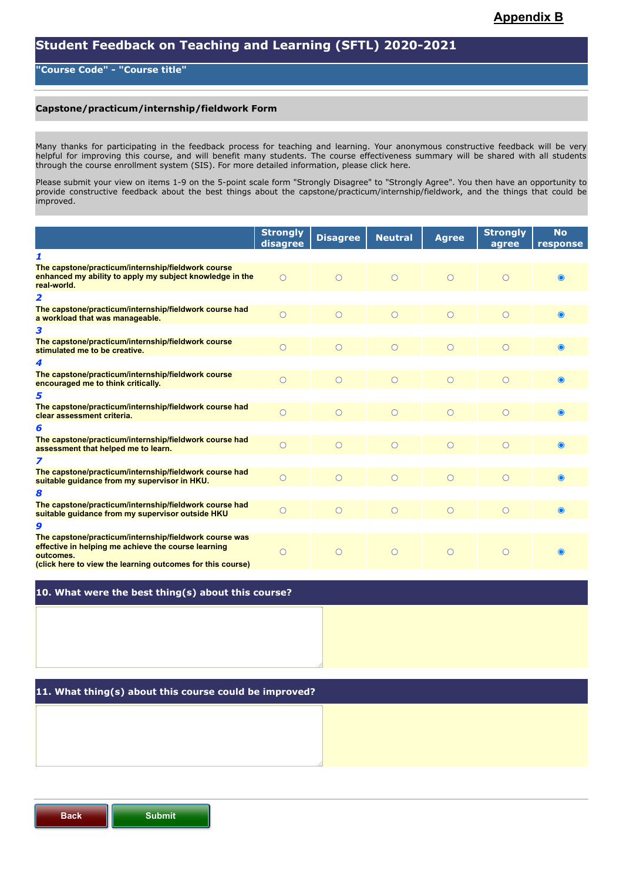**Appendix B**

# Student Feedback on Teaching and Learning (SFTL) 2020-2021

## "Course Code" - "Course title"

### Capstone/practicum/internship/fieldwork Form

Many thanks for participating in the feedback process for teaching and learning. Your anonymous constructive feedback will be very helpful for improving this course, and will benefit many students. The course effectiveness summary will be shared with all students through the course enrollment system (SIS). For more detailed information, please click here.

Please submit your view on items 1-9 on the 5-point scale form "Strongly Disagree" to "Strongly Agree". You then have an opportunity to provide constructive feedback about the best things about the capstone/practicum/internship/fieldwork, and the things that could be improved.

| | Strongly disagree | Disagree | Neutral | Agree | Strongly agree | No response |
|---|---|---|---|---|---|---|
| **1** The capstone/practicum/internship/fieldwork course enhanced my ability to apply my subject knowledge in the real-world. | ○ | ○ | ○ | ○ | ○ | ◉ |
| **2** The capstone/practicum/internship/fieldwork course had a workload that was manageable. | ○ | ○ | ○ | ○ | ○ | ◉ |
| **3** The capstone/practicum/internship/fieldwork course stimulated me to be creative. | ○ | ○ | ○ | ○ | ○ | ◉ |
| **4** The capstone/practicum/internship/fieldwork course encouraged me to think critically. | ○ | ○ | ○ | ○ | ○ | ◉ |
| **5** The capstone/practicum/internship/fieldwork course had clear assessment criteria. | ○ | ○ | ○ | ○ | ○ | ◉ |
| **6** The capstone/practicum/internship/fieldwork course had assessment that helped me to learn. | ○ | ○ | ○ | ○ | ○ | ◉ |
| **7** The capstone/practicum/internship/fieldwork course had suitable guidance from my supervisor in HKU. | ○ | ○ | ○ | ○ | ○ | ◉ |
| **8** The capstone/practicum/internship/fieldwork course had suitable guidance from my supervisor outside HKU | ○ | ○ | ○ | ○ | ○ | ◉ |
| **9** The capstone/practicum/internship/fieldwork course was effective in helping me achieve the course learning outcomes. (click here to view the learning outcomes for this course) | ○ | ○ | ○ | ○ | ○ | ◉ |

### 10. What were the best thing(s) about this course?

### 11. What thing(s) about this course could be improved?

Back | Submit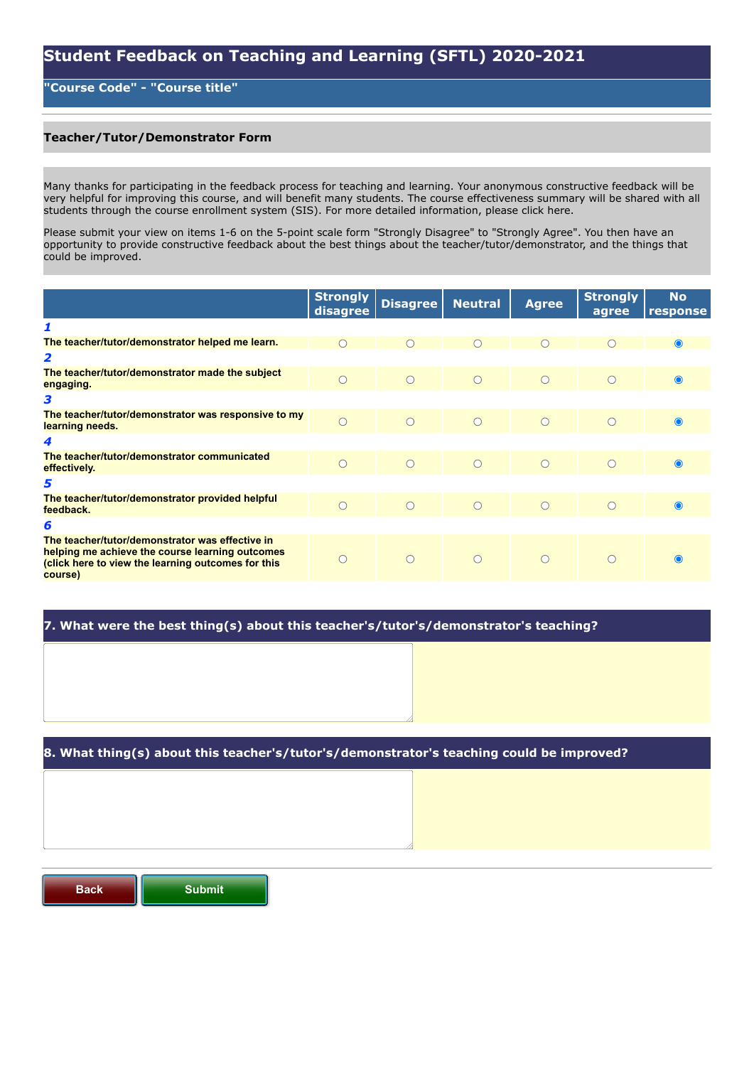# Student Feedback on Teaching and Learning (SFTL) 2020-2021

## "Course Code" - "Course title"

### Teacher/Tutor/Demonstrator Form

Many thanks for participating in the feedback process for teaching and learning. Your anonymous constructive feedback will be very helpful for improving this course, and will benefit many students. The course effectiveness summary will be shared with all students through the course enrollment system (SIS). For more detailed information, please click here.

Please submit your view on items 1-6 on the 5-point scale form "Strongly Disagree" to "Strongly Agree". You then have an opportunity to provide constructive feedback about the best things about the teacher/tutor/demonstrator, and the things that could be improved.

| | Strongly disagree | Disagree | Neutral | Agree | Strongly agree | No response |
|---|---|---|---|---|---|---|
| ***1*** | | | | | | |
| **The teacher/tutor/demonstrator helped me learn.** | ○ | ○ | ○ | ○ | ○ | ◉ |
| ***2*** | | | | | | |
| **The teacher/tutor/demonstrator made the subject engaging.** | ○ | ○ | ○ | ○ | ○ | ◉ |
| ***3*** | | | | | | |
| **The teacher/tutor/demonstrator was responsive to my learning needs.** | ○ | ○ | ○ | ○ | ○ | ◉ |
| ***4*** | | | | | | |
| **The teacher/tutor/demonstrator communicated effectively.** | ○ | ○ | ○ | ○ | ○ | ◉ |
| ***5*** | | | | | | |
| **The teacher/tutor/demonstrator provided helpful feedback.** | ○ | ○ | ○ | ○ | ○ | ◉ |
| ***6*** | | | | | | |
| **The teacher/tutor/demonstrator was effective in helping me achieve the course learning outcomes (click here to view the learning outcomes for this course)** | ○ | ○ | ○ | ○ | ○ | ◉ |

### 7. What were the best thing(s) about this teacher's/tutor's/demonstrator's teaching?

### 8. What thing(s) about this teacher's/tutor's/demonstrator's teaching could be improved?

**Back** **Submit**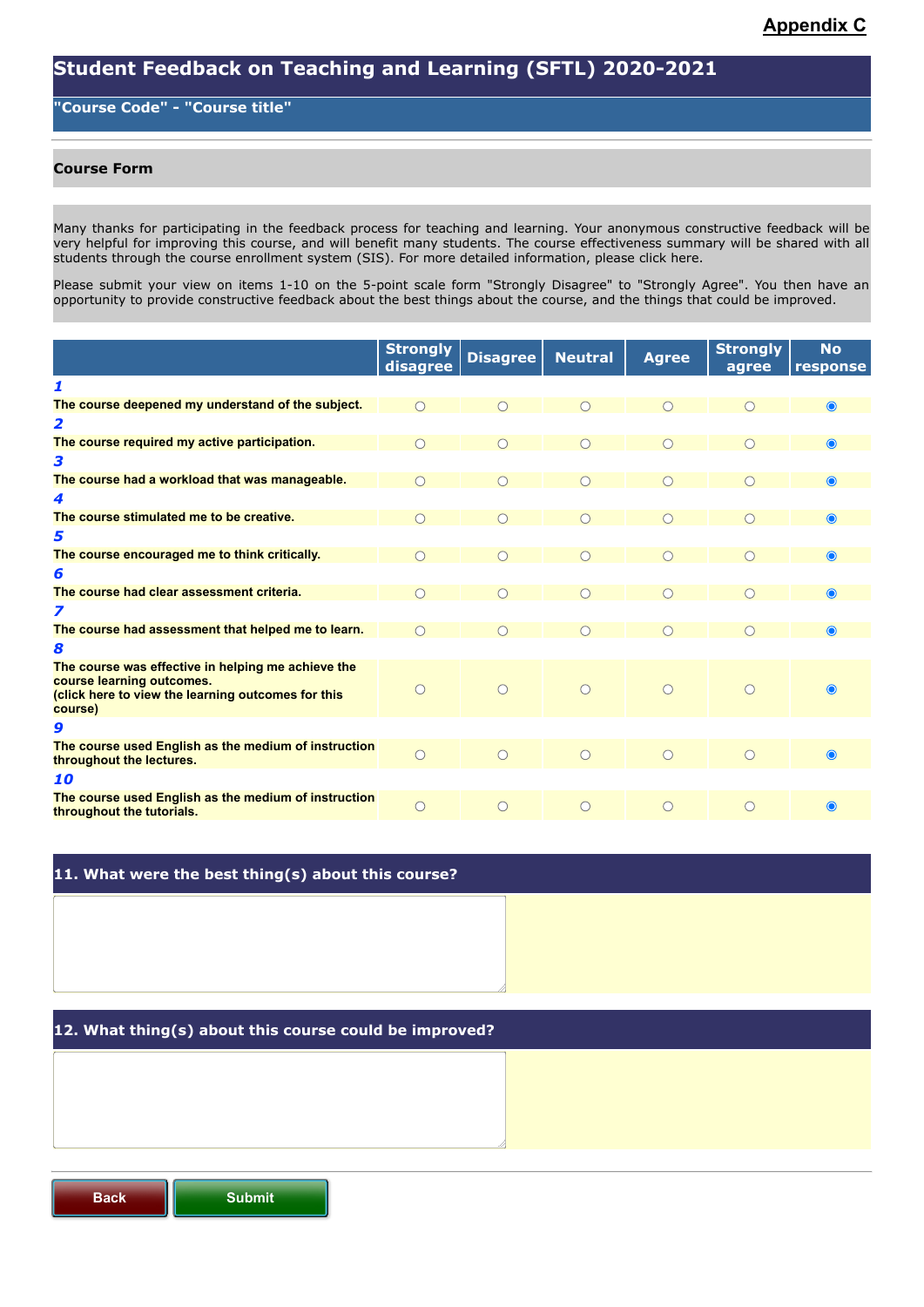**Appendix C**

# Student Feedback on Teaching and Learning (SFTL) 2020-2021

## "Course Code" - "Course title"

### Course Form

Many thanks for participating in the feedback process for teaching and learning. Your anonymous constructive feedback will be very helpful for improving this course, and will benefit many students. The course effectiveness summary will be shared with all students through the course enrollment system (SIS). For more detailed information, please click here.

Please submit your view on items 1-10 on the 5-point scale form "Strongly Disagree" to "Strongly Agree". You then have an opportunity to provide constructive feedback about the best things about the course, and the things that could be improved.

| | Strongly disagree | Disagree | Neutral | Agree | Strongly agree | No response |
|---|---|---|---|---|---|---|
| ***1*** The course deepened my understand of the subject. | ○ | ○ | ○ | ○ | ○ | ◉ |
| ***2*** The course required my active participation. | ○ | ○ | ○ | ○ | ○ | ◉ |
| ***3*** The course had a workload that was manageable. | ○ | ○ | ○ | ○ | ○ | ◉ |
| ***4*** The course stimulated me to be creative. | ○ | ○ | ○ | ○ | ○ | ◉ |
| ***5*** The course encouraged me to think critically. | ○ | ○ | ○ | ○ | ○ | ◉ |
| ***6*** The course had clear assessment criteria. | ○ | ○ | ○ | ○ | ○ | ◉ |
| ***7*** The course had assessment that helped me to learn. | ○ | ○ | ○ | ○ | ○ | ◉ |
| ***8*** The course was effective in helping me achieve the course learning outcomes. (click here to view the learning outcomes for this course) | ○ | ○ | ○ | ○ | ○ | ◉ |
| ***9*** The course used English as the medium of instruction throughout the lectures. | ○ | ○ | ○ | ○ | ○ | ◉ |
| ***10*** The course used English as the medium of instruction throughout the tutorials. | ○ | ○ | ○ | ○ | ○ | ◉ |

**11. What were the best thing(s) about this course?**

**12. What thing(s) about this course could be improved?**

Back | Submit